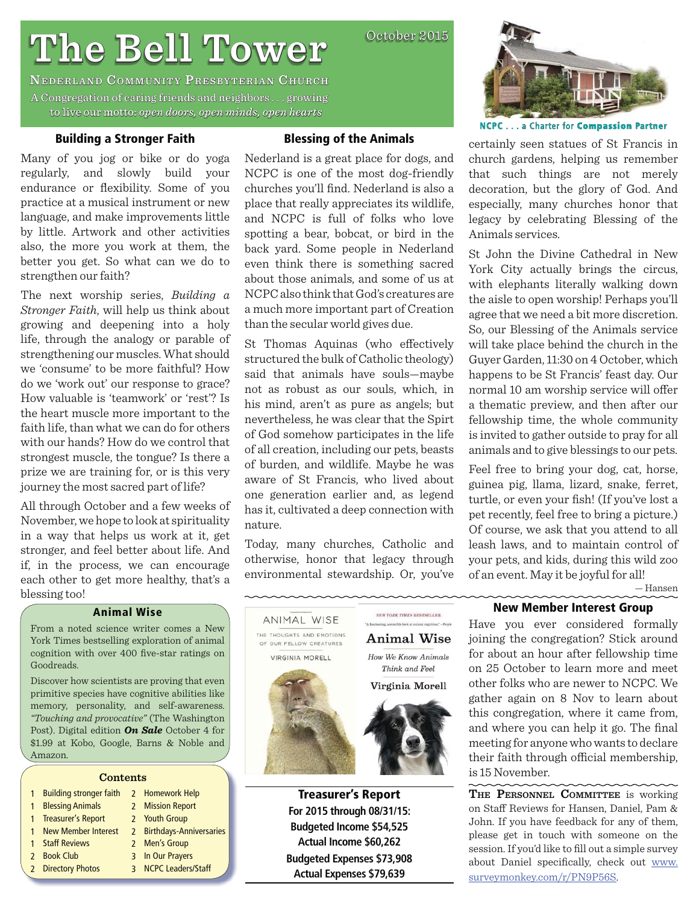# The Bell Tower

October 2015

**Nederland Community Presbyterian Church**

A Congregation of caring friends and neighbors . . . growing to live our motto: *open doors, open minds, open hearts*

NCPC . . . a Charter for **Compassion Partner**

## Building a Stronger Faith

Many of you jog or bike or do yoga regularly, and slowly build your endurance or flexibility. Some of you practice at a musical instrument or new language, and make improvements little by little. Artwork and other activities also, the more you work at them, the better you get. So what can we do to strengthen our faith?

The next worship series, *Building a Stronger Faith*, will help us think about growing and deepening into a holy life, through the analogy or parable of strengthening our muscles. What should we 'consume' to be more faithful? How do we 'work out' our response to grace? How valuable is 'teamwork' or 'rest'? Is the heart muscle more important to the faith life, than what we can do for others with our hands? How do we control that strongest muscle, the tongue? Is there a prize we are training for, or is this very journey the most sacred part of life?

All through October and a few weeks of November, we hope to look at spirituality in a way that helps us work at it, get stronger, and feel better about life. And if, in the process, we can encourage each other to get more healthy, that's a blessing too!

## Blessing of the Animals

Nederland is a great place for dogs, and NCPC is one of the most dog-friendly churches you'll find. Nederland is also a place that really appreciates its wildlife, and NCPC is full of folks who love spotting a bear, bobcat, or bird in the back yard. Some people in Nederland even think there is something sacred about those animals, and some of us at NCPC also think that God's creatures are a much more important part of Creation than the secular world gives due.

St Thomas Aquinas (who effectively structured the bulk of Catholic theology) said that animals have souls—maybe not as robust as our souls, which, in his mind, aren't as pure as angels; but nevertheless, he was clear that the Spirt of God somehow participates in the life of all creation, including our pets, beasts of burden, and wildlife. Maybe he was aware of St Francis, who lived about one generation earlier and, as legend has it, cultivated a deep connection with nature.

Today, many churches, Catholic and otherwise, honor that legacy through environmental stewardship. Or, you've certainly seen statues of St Francis in church gardens, helping us remember that such things are not merely decoration, but the glory of God. And especially, many churches honor that legacy by celebrating Blessing of the Animals services.

St John the Divine Cathedral in New York City actually brings the circus, with elephants literally walking down the aisle to open worship! Perhaps you'll agree that we need a bit more discretion. So, our Blessing of the Animals service will take place behind the church in the Guyer Garden, 11:30 on 4 October, which happens to be St Francis' feast day. Our normal 10 am worship service will offer a thematic preview, and then after our fellowship time, the whole community is invited to gather outside to pray for all animals and to give blessings to our pets.

Feel free to bring your dog, cat, horse, guinea pig, llama, lizard, snake, ferret, turtle, or even your fish! (If you've lost a pet recently, feel free to bring a picture.) Of course, we ask that you attend to all leash laws, and to maintain control of your pets, and kids, during this wild zoo of an event. May it be joyful for all!

— Hansen

### Animal Wise

From a noted science writer comes a New York Times bestselling exploration of animal cognition with over 400 five-star ratings on Goodreads.

Discover how scientists are proving that even primitive species have cognitive abilities like memory, personality, and self-awareness. *"Touching and provocative"* (The Washington Post). Digital edition ***On Sale*** October 4 for $1.99 at Kobo, Google, Barns & Noble and Amazon.

### Contents

| | | | |
|---|---|---|---|
| 1 | Building stronger faith | 2 | Homework Help |
| 1 | Blessing Animals | 2 | Mission Report |
| 1 | Treasurer's Report | 2 | Youth Group |
| 1 | New Member Interest | 2 | Birthdays-Anniversaries |
| 1 | Staff Reviews | 2 | Men's Group |
| 2 | Book Club | 3 | In Our Prayers |
| 2 | Directory Photos | 3 | NCPC Leaders/Staff |

## Treasurer's Report

**For 2015 through 08/31/15:**

**Budgeted Income $54,525**

**Actual Income $60,262**

**Budgeted Expenses $73,908**

**Actual Expenses $79,639**

## New Member Interest Group

Have you ever considered formally joining the congregation? Stick around for about an hour after fellowship time on 25 October to learn more and meet other folks who are newer to NCPC. We gather again on 8 Nov to learn about this congregation, where it came from, and where you can help it go. The final meeting for anyone who wants to declare their faith through official membership, is 15 November.

**The Personnel Committee** is working on Staff Reviews for Hansen, Daniel, Pam & John. If you have feedback for any of them, please get in touch with someone on the session. If you'd like to fill out a simple survey about Daniel specifically, check out www.surveymonkey.com/r/PN9P56S.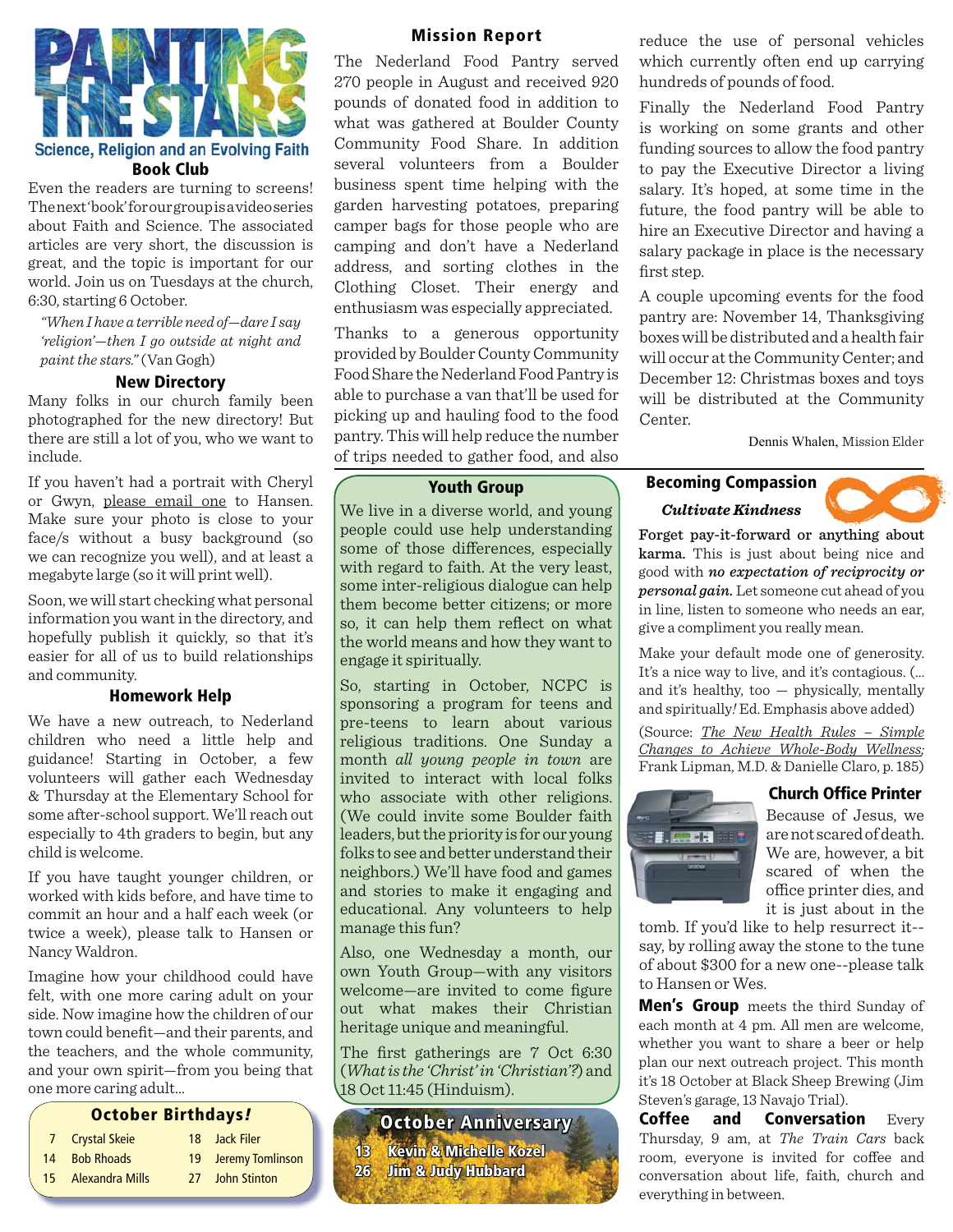# PAINTING THE STARS

Science, Religion and an Evolving Faith

## Book Club

Even the readers are turning to screens! The next 'book' for our group is a video series about Faith and Science. The associated articles are very short, the discussion is great, and the topic is important for our world. Join us on Tuesdays at the church, 6:30, starting 6 October.

*"When I have a terrible need of—dare I say 'religion'—then I go outside at night and paint the stars."* (Van Gogh)

## New Directory

Many folks in our church family been photographed for the new directory! But there are still a lot of you, who we want to include.

If you haven't had a portrait with Cheryl or Gwyn, please email one to Hansen. Make sure your photo is close to your face/s without a busy background (so we can recognize you well), and at least a megabyte large (so it will print well).

Soon, we will start checking what personal information you want in the directory, and hopefully publish it quickly, so that it's easier for all of us to build relationships and community.

## Homework Help

We have a new outreach, to Nederland children who need a little help and guidance! Starting in October, a few volunteers will gather each Wednesday & Thursday at the Elementary School for some after-school support. We'll reach out especially to 4th graders to begin, but any child is welcome.

If you have taught younger children, or worked with kids before, and have time to commit an hour and a half each week (or twice a week), please talk to Hansen or Nancy Waldron.

Imagine how your childhood could have felt, with one more caring adult on your side. Now imagine how the children of our town could benefit—and their parents, and the teachers, and the whole community, and your own spirit—from you being that one more caring adult...

## October Birthdays!

| | | | |
|---|---|---|---|
| 7 | Crystal Skeie | 18 | Jack Filer |
| 14 | Bob Rhoads | 19 | Jeremy Tomlinson |
| 15 | Alexandra Mills | 27 | John Stinton |

## Mission Report

The Nederland Food Pantry served 270 people in August and received 920 pounds of donated food in addition to what was gathered at Boulder County Community Food Share. In addition several volunteers from a Boulder business spent time helping with the garden harvesting potatoes, preparing camper bags for those people who are camping and don't have a Nederland address, and sorting clothes in the Clothing Closet. Their energy and enthusiasm was especially appreciated.

Thanks to a generous opportunity provided by Boulder County Community Food Share the Nederland Food Pantry is able to purchase a van that'll be used for picking up and hauling food to the food pantry. This will help reduce the number of trips needed to gather food, and also reduce the use of personal vehicles which currently often end up carrying hundreds of pounds of food.

Finally the Nederland Food Pantry is working on some grants and other funding sources to allow the food pantry to pay the Executive Director a living salary. It's hoped, at some time in the future, the food pantry will be able to hire an Executive Director and having a salary package in place is the necessary first step.

A couple upcoming events for the food pantry are: November 14, Thanksgiving boxes will be distributed and a health fair will occur at the Community Center; and December 12: Christmas boxes and toys will be distributed at the Community Center.

Dennis Whalen, Mission Elder

## Youth Group

We live in a diverse world, and young people could use help understanding some of those differences, especially with regard to faith. At the very least, some inter-religious dialogue can help them become better citizens; or more so, it can help them reflect on what the world means and how they want to engage it spiritually.

So, starting in October, NCPC is sponsoring a program for teens and pre-teens to learn about various religious traditions. One Sunday a month *all young people in town* are invited to interact with local folks who associate with other religions. (We could invite some Boulder faith leaders, but the priority is for our young folks to see and better understand their neighbors.) We'll have food and games and stories to make it engaging and educational. Any volunteers to help manage this fun?

Also, one Wednesday a month, our own Youth Group—with any visitors welcome—are invited to come figure out what makes their Christian heritage unique and meaningful.

The first gatherings are 7 Oct 6:30 (*What is the 'Christ' in 'Christian'?*) and 18 Oct 11:45 (Hinduism).

## October Anniversary

13 Kevin & Michelle Kozel
26 Jim & Judy Hubbard

## Becoming Compassion

***Cultivate Kindness***

**Forget pay-it-forward or anything about karma.** This is just about being nice and good with ***no expectation of reciprocity or personal gain.*** Let someone cut ahead of you in line, listen to someone who needs an ear, give a compliment you really mean.

Make your default mode one of generosity. It's a nice way to live, and it's contagious. (... and it's healthy, too — physically, mentally and spiritually! Ed. Emphasis above added)

(Source: *The New Health Rules – Simple Changes to Achieve Whole-Body Wellness;* Frank Lipman, M.D. & Danielle Claro, p. 185)

## Church Office Printer

Because of Jesus, we are not scared of death. We are, however, a bit scared of when the office printer dies, and it is just about in the tomb. If you'd like to help resurrect it--say, by rolling away the stone to the tune of about $300 for a new one--please talk to Hansen or Wes.

**Men's Group** meets the third Sunday of each month at 4 pm. All men are welcome, whether you want to share a beer or help plan our next outreach project. This month it's 18 October at Black Sheep Brewing (Jim Steven's garage, 13 Navajo Trial).

**Coffee and Conversation** Every Thursday, 9 am, at *The Train Cars* back room, everyone is invited for coffee and conversation about life, faith, church and everything in between.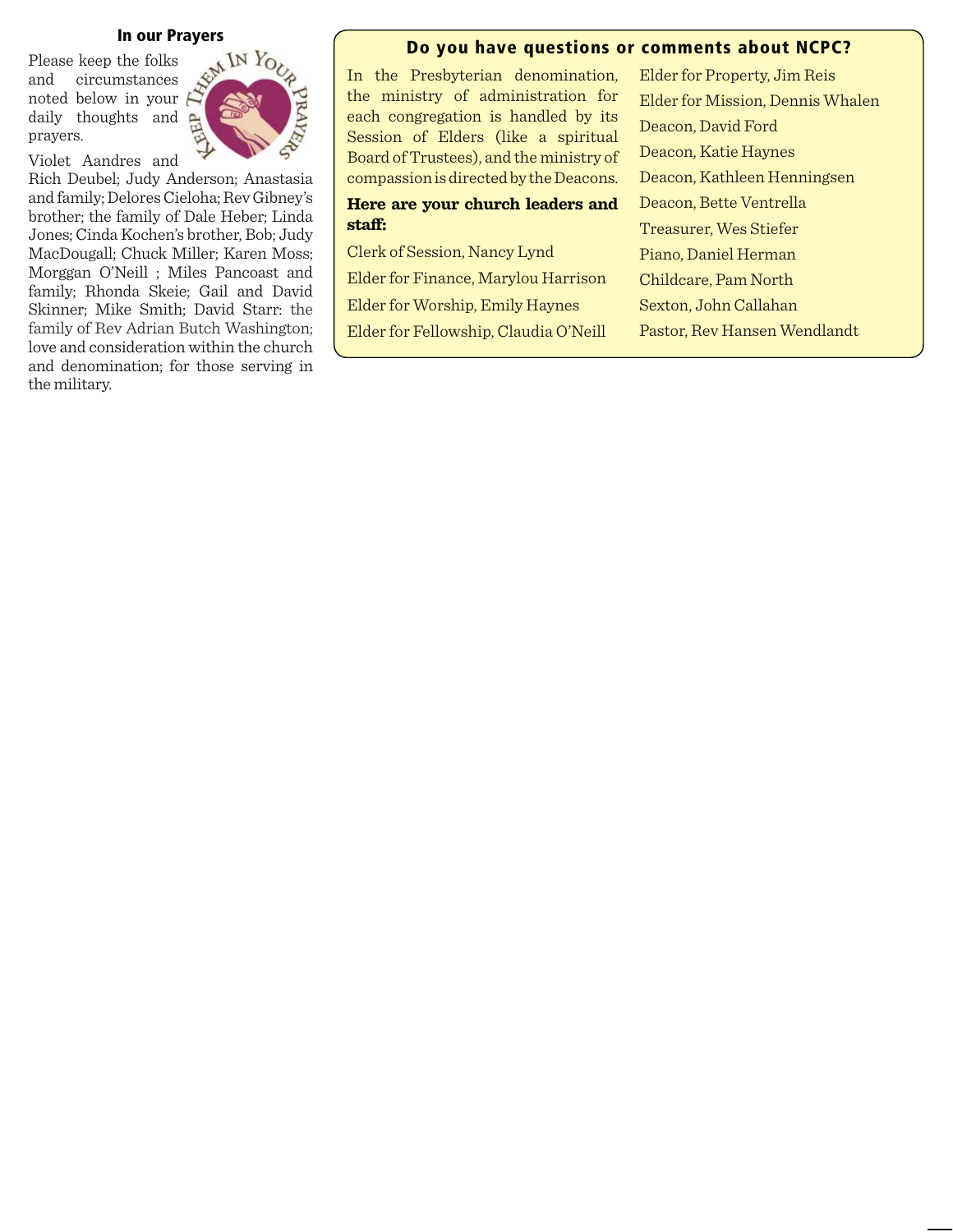## In our Prayers

Please keep the folks and circumstances noted below in your daily thoughts and prayers.

Violet Aandres and Rich Deubel; Judy Anderson; Anastasia and family; Delores Cieloha; Rev Gibney's brother; the family of Dale Heber; Linda Jones; Cinda Kochen's brother, Bob; Judy MacDougall; Chuck Miller; Karen Moss; Morggan O'Neill ; Miles Pancoast and family; Rhonda Skeie; Gail and David Skinner; Mike Smith; David Starr: the family of Rev Adrian Butch Washington; love and consideration within the church and denomination; for those serving in the military.

## Do you have questions or comments about NCPC?

In the Presbyterian denomination, the ministry of administration for each congregation is handled by its Session of Elders (like a spiritual Board of Trustees), and the ministry of compassion is directed by the Deacons.

**Here are your church leaders and staff:**

Clerk of Session, Nancy Lynd

Elder for Finance, Marylou Harrison

Elder for Worship, Emily Haynes

Elder for Fellowship, Claudia O'Neill

Elder for Property, Jim Reis

Elder for Mission, Dennis Whalen

Deacon, David Ford

Deacon, Katie Haynes

Deacon, Kathleen Henningsen

Deacon, Bette Ventrella

Treasurer, Wes Stiefer

Piano, Daniel Herman

Childcare, Pam North

Sexton, John Callahan

Pastor, Rev Hansen Wendlandt